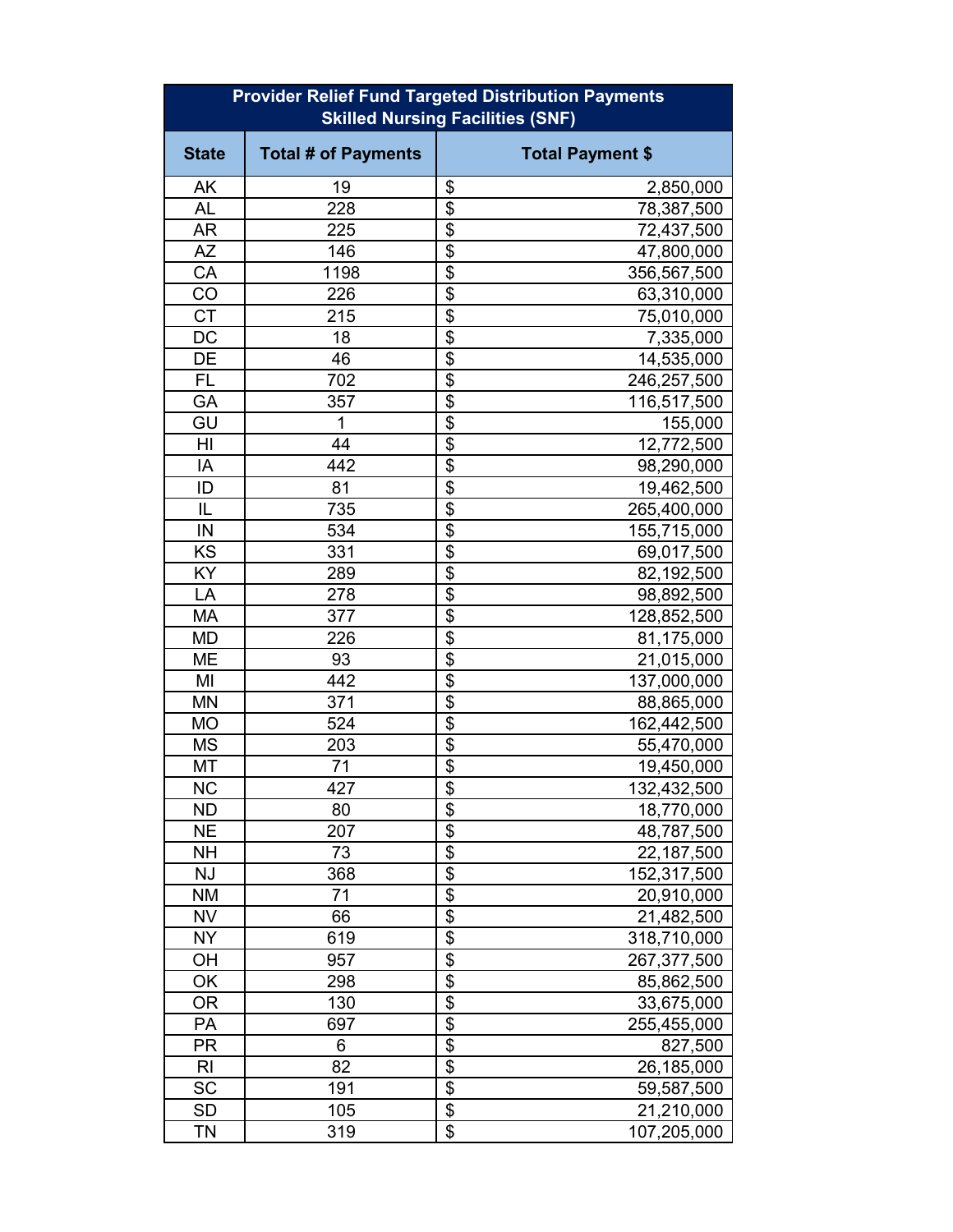| Provider Relief Fund Targeted Distribution Payments Skilled Nursing Facilities (SNF) | | |
|---|---|---|
| **State** | **Total # of Payments** | **Total Payment $** |
| AK | 19 | $ 2,850,000 |
| AL | 228 | $ 78,387,500 |
| AR | 225 | $ 72,437,500 |
| AZ | 146 | $ 47,800,000 |
| CA | 1198 | $ 356,567,500 |
| CO | 226 | $ 63,310,000 |
| CT | 215 | $ 75,010,000 |
| DC | 18 | $ 7,335,000 |
| DE | 46 | $ 14,535,000 |
| FL | 702 | $ 246,257,500 |
| GA | 357 | $ 116,517,500 |
| GU | 1 | $ 155,000 |
| HI | 44 | $ 12,772,500 |
| IA | 442 | $ 98,290,000 |
| ID | 81 | $ 19,462,500 |
| IL | 735 | $ 265,400,000 |
| IN | 534 | $ 155,715,000 |
| KS | 331 | $ 69,017,500 |
| KY | 289 | $ 82,192,500 |
| LA | 278 | $ 98,892,500 |
| MA | 377 | $ 128,852,500 |
| MD | 226 | $ 81,175,000 |
| ME | 93 | $ 21,015,000 |
| MI | 442 | $ 137,000,000 |
| MN | 371 | $ 88,865,000 |
| MO | 524 | $ 162,442,500 |
| MS | 203 | $ 55,470,000 |
| MT | 71 | $ 19,450,000 |
| NC | 427 | $ 132,432,500 |
| ND | 80 | $ 18,770,000 |
| NE | 207 | $ 48,787,500 |
| NH | 73 | $ 22,187,500 |
| NJ | 368 | $ 152,317,500 |
| NM | 71 | $ 20,910,000 |
| NV | 66 | $ 21,482,500 |
| NY | 619 | $ 318,710,000 |
| OH | 957 | $ 267,377,500 |
| OK | 298 | $ 85,862,500 |
| OR | 130 | $ 33,675,000 |
| PA | 697 | $ 255,455,000 |
| PR | 6 | $ 827,500 |
| RI | 82 | $ 26,185,000 |
| SC | 191 | $ 59,587,500 |
| SD | 105 | $ 21,210,000 |
| TN | 319 | $ 107,205,000 |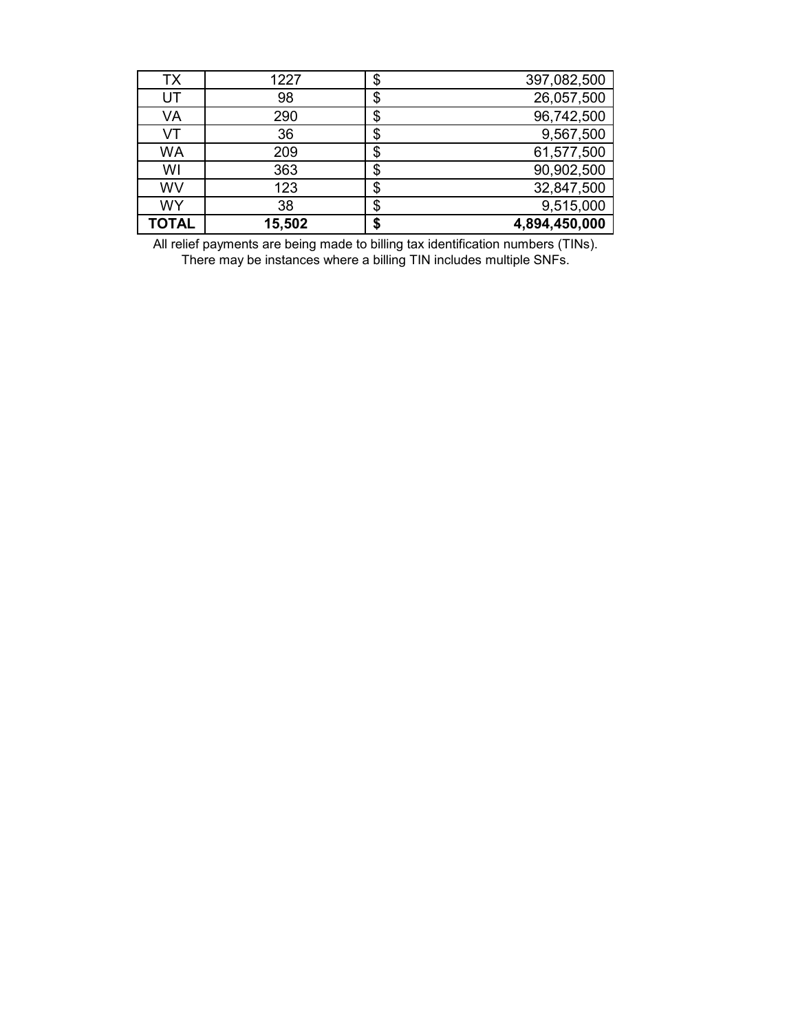| | | | |
|---|---|---|---|
| TX | 1227 | $ | 397,082,500 |
| UT | 98 | $ | 26,057,500 |
| VA | 290 | $ | 96,742,500 |
| VT | 36 | $ | 9,567,500 |
| WA | 209 | $ | 61,577,500 |
| WI | 363 | $ | 90,902,500 |
| WV | 123 | $ | 32,847,500 |
| WY | 38 | $ | 9,515,000 |
| **TOTAL** | **15,502** | **$** | **4,894,450,000** |

All relief payments are being made to billing tax identification numbers (TINs).
There may be instances where a billing TIN includes multiple SNFs.